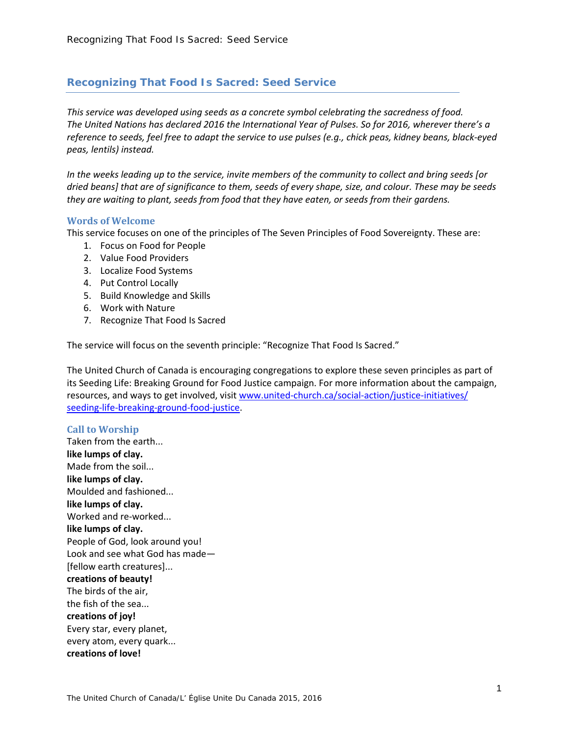# Recognizing That Food Is Sacred: Seed Service

*This service was developed using seeds as a concrete symbol celebrating the sacredness of food. The United Nations has declared 2016 the International Year of Pulses. So for 2016, wherever there's a reference to seeds, feel free to adapt the service to use pulses (e.g., chick peas, kidney beans, black-eyed peas, lentils) instead.*

*In the weeks leading up to the service, invite members of the community to collect and bring seeds [or dried beans] that are of significance to them, seeds of every shape, size, and colour. These may be seeds they are waiting to plant, seeds from food that they have eaten, or seeds from their gardens.*

## Words of Welcome

This service focuses on one of the principles of The Seven Principles of Food Sovereignty. These are:

1. Focus on Food for People
2. Value Food Providers
3. Localize Food Systems
4. Put Control Locally
5. Build Knowledge and Skills
6. Work with Nature
7. Recognize That Food Is Sacred

The service will focus on the seventh principle: "Recognize That Food Is Sacred."

The United Church of Canada is encouraging congregations to explore these seven principles as part of its Seeding Life: Breaking Ground for Food Justice campaign. For more information about the campaign, resources, and ways to get involved, visit [www.united-church.ca/social-action/justice-initiatives/seeding-life-breaking-ground-food-justice](http://www.united-church.ca/social-action/justice-initiatives/seeding-life-breaking-ground-food-justice).

## Call to Worship

Taken from the earth...
**like lumps of clay.**
Made from the soil...
**like lumps of clay.**
Moulded and fashioned...
**like lumps of clay.**
Worked and re-worked...
**like lumps of clay.**
People of God, look around you!
Look and see what God has made—
[fellow earth creatures]...
**creations of beauty!**
The birds of the air,
the fish of the sea...
**creations of joy!**
Every star, every planet,
every atom, every quark...
**creations of love!**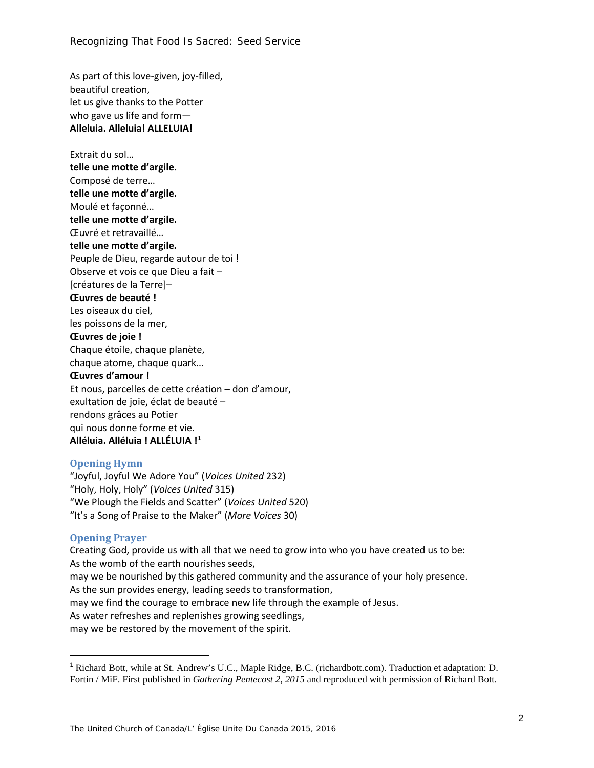As part of this love-given, joy-filled,
beautiful creation,
let us give thanks to the Potter
who gave us life and form—
**Alleluia. Alleluia! ALLELUIA!**

Extrait du sol…
**telle une motte d'argile.**
Composé de terre…
**telle une motte d'argile.**
Moulé et façonné…
**telle une motte d'argile.**
Œuvré et retravaillé…
**telle une motte d'argile.**
Peuple de Dieu, regarde autour de toi !
Observe et vois ce que Dieu a fait –
[créatures de la Terre]–
**Œuvres de beauté !**
Les oiseaux du ciel,
les poissons de la mer,
**Œuvres de joie !**
Chaque étoile, chaque planète,
chaque atome, chaque quark…
**Œuvres d'amour !**
Et nous, parcelles de cette création – don d'amour,
exultation de joie, éclat de beauté –
rendons grâces au Potier
qui nous donne forme et vie.
**Alléluia. Alléluia ! ALLÉLUIA ![1]**

### Opening Hymn

"Joyful, Joyful We Adore You" (*Voices United* 232)
"Holy, Holy, Holy" (*Voices United* 315)
"We Plough the Fields and Scatter" (*Voices United* 520)
"It's a Song of Praise to the Maker" (*More Voices* 30)

### Opening Prayer

Creating God, provide us with all that we need to grow into who you have created us to be:
As the womb of the earth nourishes seeds,
may we be nourished by this gathered community and the assurance of your holy presence.
As the sun provides energy, leading seeds to transformation,
may we find the courage to embrace new life through the example of Jesus.
As water refreshes and replenishes growing seedlings,
may we be restored by the movement of the spirit.

---

[1] Richard Bott, while at St. Andrew's U.C., Maple Ridge, B.C. (richardbott.com). Traduction et adaptation: D. Fortin / MiF. First published in *Gathering Pentecost 2, 2015* and reproduced with permission of Richard Bott.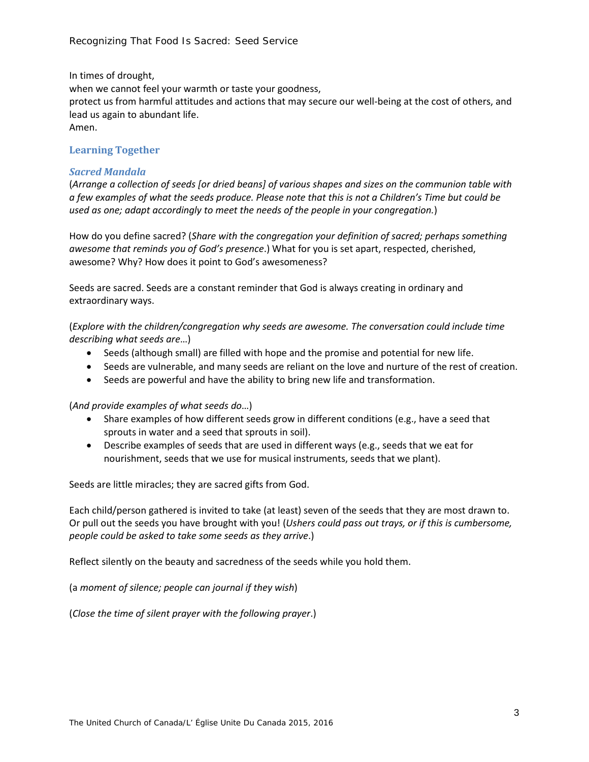In times of drought,
when we cannot feel your warmth or taste your goodness,
protect us from harmful attitudes and actions that may secure our well-being at the cost of others, and lead us again to abundant life.
Amen.

## Learning Together

### *Sacred Mandala*

(*Arrange a collection of seeds [or dried beans] of various shapes and sizes on the communion table with a few examples of what the seeds produce. Please note that this is not a Children's Time but could be used as one; adapt accordingly to meet the needs of the people in your congregation.*)

How do you define sacred? (*Share with the congregation your definition of sacred; perhaps something awesome that reminds you of God's presence*.) What for you is set apart, respected, cherished, awesome? Why? How does it point to God's awesomeness?

Seeds are sacred. Seeds are a constant reminder that God is always creating in ordinary and extraordinary ways.

(*Explore with the children/congregation why seeds are awesome. The conversation could include time describing what seeds are…*)

- Seeds (although small) are filled with hope and the promise and potential for new life.
- Seeds are vulnerable, and many seeds are reliant on the love and nurture of the rest of creation.
- Seeds are powerful and have the ability to bring new life and transformation.

(*And provide examples of what seeds do…*)

- Share examples of how different seeds grow in different conditions (e.g., have a seed that sprouts in water and a seed that sprouts in soil).
- Describe examples of seeds that are used in different ways (e.g., seeds that we eat for nourishment, seeds that we use for musical instruments, seeds that we plant).

Seeds are little miracles; they are sacred gifts from God.

Each child/person gathered is invited to take (at least) seven of the seeds that they are most drawn to. Or pull out the seeds you have brought with you! (*Ushers could pass out trays, or if this is cumbersome, people could be asked to take some seeds as they arrive*.)

Reflect silently on the beauty and sacredness of the seeds while you hold them.

(a *moment of silence; people can journal if they wish*)

(*Close the time of silent prayer with the following prayer*.)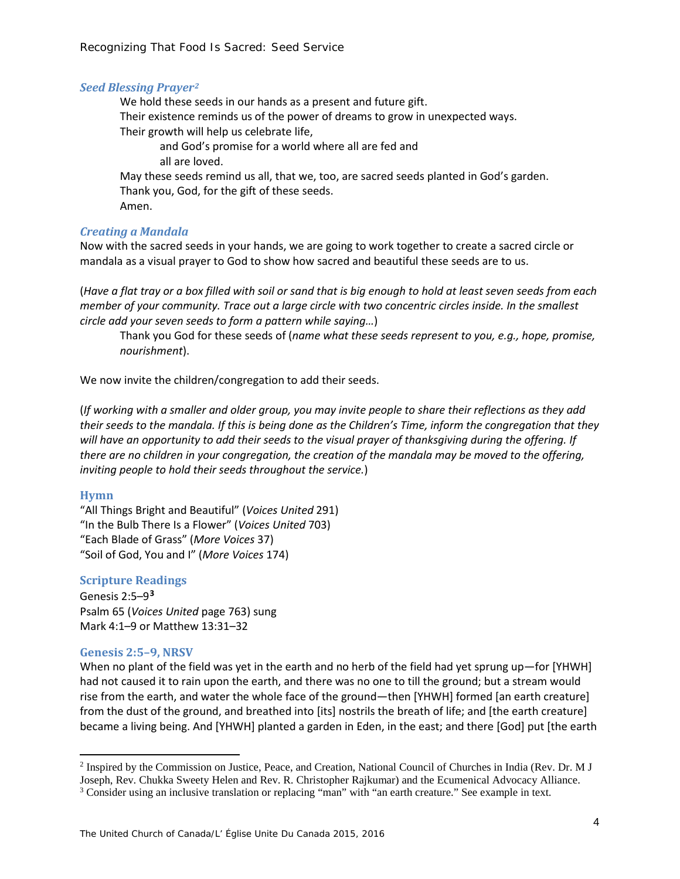### *Seed Blessing Prayer*[2]

We hold these seeds in our hands as a present and future gift.
Their existence reminds us of the power of dreams to grow in unexpected ways.
Their growth will help us celebrate life,
 and God's promise for a world where all are fed and
 all are loved.
May these seeds remind us all, that we, too, are sacred seeds planted in God's garden.
Thank you, God, for the gift of these seeds.
Amen.

### *Creating a Mandala*

Now with the sacred seeds in your hands, we are going to work together to create a sacred circle or mandala as a visual prayer to God to show how sacred and beautiful these seeds are to us.

(*Have a flat tray or a box filled with soil or sand that is big enough to hold at least seven seeds from each member of your community. Trace out a large circle with two concentric circles inside. In the smallest circle add your seven seeds to form a pattern while saying…*)

Thank you God for these seeds of (*name what these seeds represent to you, e.g., hope, promise, nourishment*).

We now invite the children/congregation to add their seeds.

(*If working with a smaller and older group, you may invite people to share their reflections as they add their seeds to the mandala. If this is being done as the Children's Time, inform the congregation that they will have an opportunity to add their seeds to the visual prayer of thanksgiving during the offering. If there are no children in your congregation, the creation of the mandala may be moved to the offering, inviting people to hold their seeds throughout the service.*)

### Hymn

"All Things Bright and Beautiful" (*Voices United* 291)
"In the Bulb There Is a Flower" (*Voices United* 703)
"Each Blade of Grass" (*More Voices* 37)
"Soil of God, You and I" (*More Voices* 174)

### Scripture Readings

Genesis 2:5–9[3]
Psalm 65 (*Voices United* page 763) sung
Mark 4:1–9 or Matthew 13:31–32

### Genesis 2:5–9, NRSV

When no plant of the field was yet in the earth and no herb of the field had yet sprung up—for [YHWH] had not caused it to rain upon the earth, and there was no one to till the ground; but a stream would rise from the earth, and water the whole face of the ground—then [YHWH] formed [an earth creature] from the dust of the ground, and breathed into [its] nostrils the breath of life; and [the earth creature] became a living being. And [YHWH] planted a garden in Eden, in the east; and there [God] put [the earth

---

[2] Inspired by the Commission on Justice, Peace, and Creation, National Council of Churches in India (Rev. Dr. M J Joseph, Rev. Chukka Sweety Helen and Rev. R. Christopher Rajkumar) and the Ecumenical Advocacy Alliance.

[3] Consider using an inclusive translation or replacing "man" with "an earth creature." See example in text.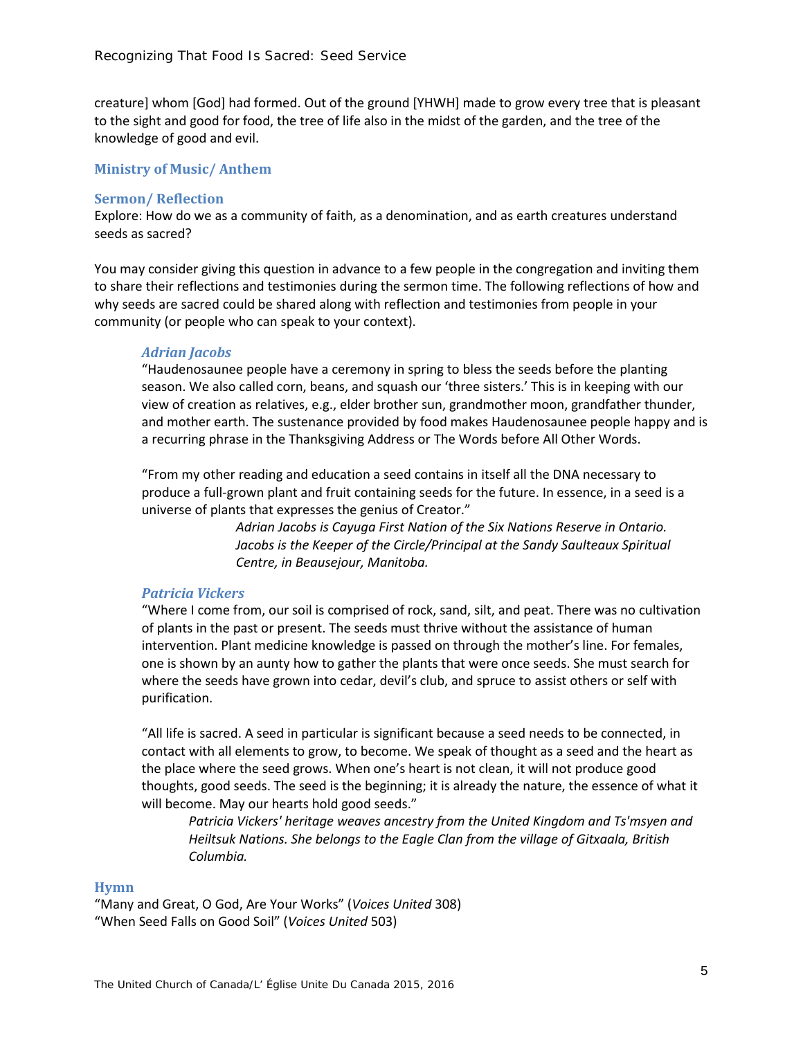creature] whom [God] had formed. Out of the ground [YHWH] made to grow every tree that is pleasant to the sight and good for food, the tree of life also in the midst of the garden, and the tree of the knowledge of good and evil.

## Ministry of Music/ Anthem

## Sermon/ Reflection

Explore: How do we as a community of faith, as a denomination, and as earth creatures understand seeds as sacred?

You may consider giving this question in advance to a few people in the congregation and inviting them to share their reflections and testimonies during the sermon time. The following reflections of how and why seeds are sacred could be shared along with reflection and testimonies from people in your community (or people who can speak to your context).

### *Adrian Jacobs*

"Haudenosaunee people have a ceremony in spring to bless the seeds before the planting season. We also called corn, beans, and squash our 'three sisters.' This is in keeping with our view of creation as relatives, e.g., elder brother sun, grandmother moon, grandfather thunder, and mother earth. The sustenance provided by food makes Haudenosaunee people happy and is a recurring phrase in the Thanksgiving Address or The Words before All Other Words.

"From my other reading and education a seed contains in itself all the DNA necessary to produce a full-grown plant and fruit containing seeds for the future. In essence, in a seed is a universe of plants that expresses the genius of Creator."

*Adrian Jacobs is Cayuga First Nation of the Six Nations Reserve in Ontario. Jacobs is the Keeper of the Circle/Principal at the Sandy Saulteaux Spiritual Centre, in Beausejour, Manitoba.*

### *Patricia Vickers*

"Where I come from, our soil is comprised of rock, sand, silt, and peat. There was no cultivation of plants in the past or present. The seeds must thrive without the assistance of human intervention. Plant medicine knowledge is passed on through the mother's line. For females, one is shown by an aunty how to gather the plants that were once seeds. She must search for where the seeds have grown into cedar, devil's club, and spruce to assist others or self with purification.

"All life is sacred. A seed in particular is significant because a seed needs to be connected, in contact with all elements to grow, to become. We speak of thought as a seed and the heart as the place where the seed grows. When one's heart is not clean, it will not produce good thoughts, good seeds. The seed is the beginning; it is already the nature, the essence of what it will become. May our hearts hold good seeds."

*Patricia Vickers' heritage weaves ancestry from the United Kingdom and Ts'msyen and Heiltsuk Nations. She belongs to the Eagle Clan from the village of Gitxaala, British Columbia.*

## Hymn

"Many and Great, O God, Are Your Works" (*Voices United* 308)
"When Seed Falls on Good Soil" (*Voices United* 503)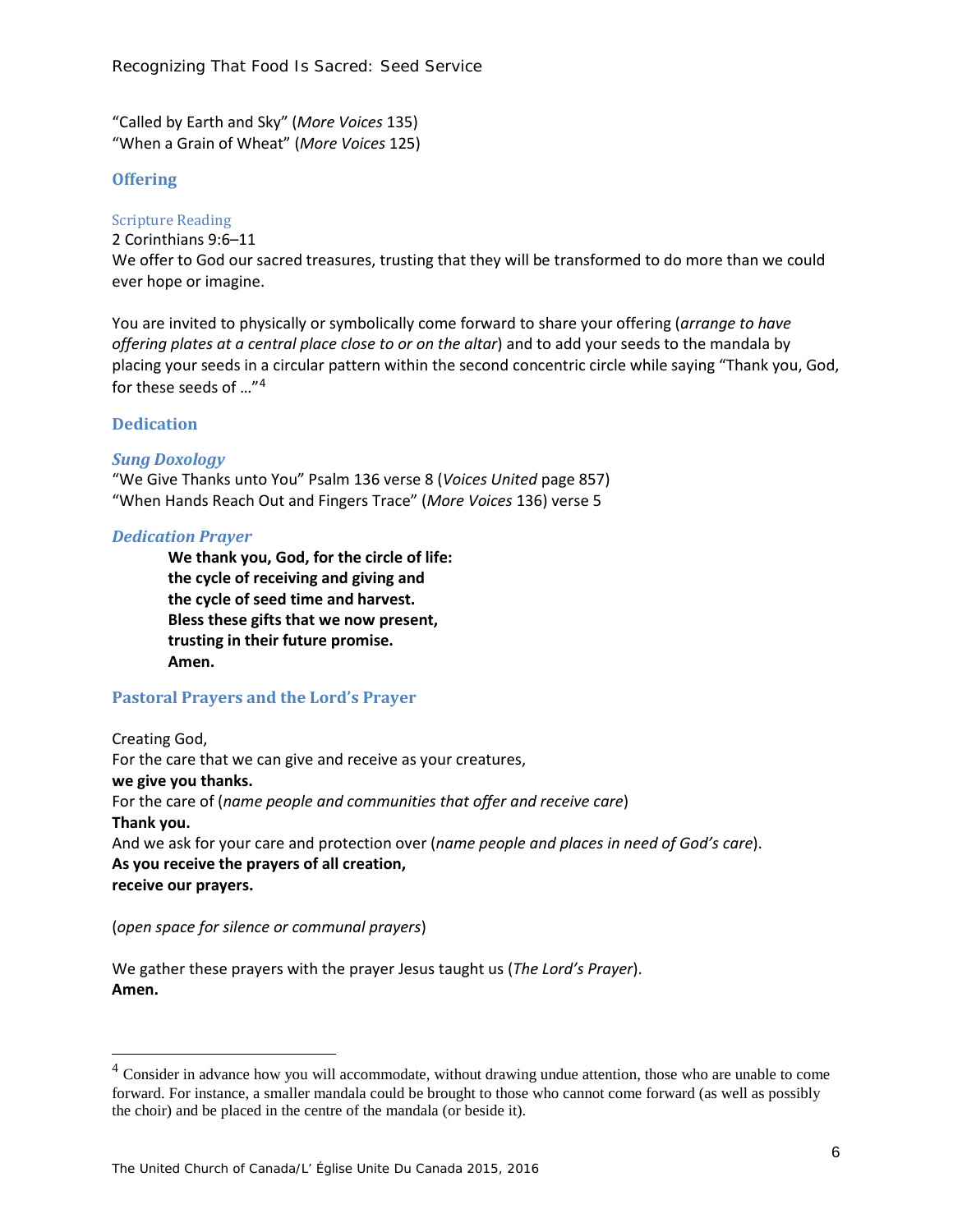"Called by Earth and Sky" (*More Voices* 135)
"When a Grain of Wheat" (*More Voices* 125)

## Offering

### Scripture Reading

2 Corinthians 9:6–11
We offer to God our sacred treasures, trusting that they will be transformed to do more than we could ever hope or imagine.

You are invited to physically or symbolically come forward to share your offering (*arrange to have offering plates at a central place close to or on the altar*) and to add your seeds to the mandala by placing your seeds in a circular pattern within the second concentric circle while saying "Thank you, God, for these seeds of …"[4]

## Dedication

### *Sung Doxology*

"We Give Thanks unto You" Psalm 136 verse 8 (*Voices United* page 857)
"When Hands Reach Out and Fingers Trace" (*More Voices* 136) verse 5

### *Dedication Prayer*

> **We thank you, God, for the circle of life:**
> **the cycle of receiving and giving and**
> **the cycle of seed time and harvest.**
> **Bless these gifts that we now present,**
> **trusting in their future promise.**
> **Amen.**

## Pastoral Prayers and the Lord's Prayer

Creating God,
For the care that we can give and receive as your creatures,
**we give you thanks.**
For the care of (*name people and communities that offer and receive care*)
**Thank you.**
And we ask for your care and protection over (*name people and places in need of God's care*).
**As you receive the prayers of all creation,**
**receive our prayers.**

(*open space for silence or communal prayers*)

We gather these prayers with the prayer Jesus taught us (*The Lord's Prayer*).
**Amen.**

---

[4] Consider in advance how you will accommodate, without drawing undue attention, those who are unable to come forward. For instance, a smaller mandala could be brought to those who cannot come forward (as well as possibly the choir) and be placed in the centre of the mandala (or beside it).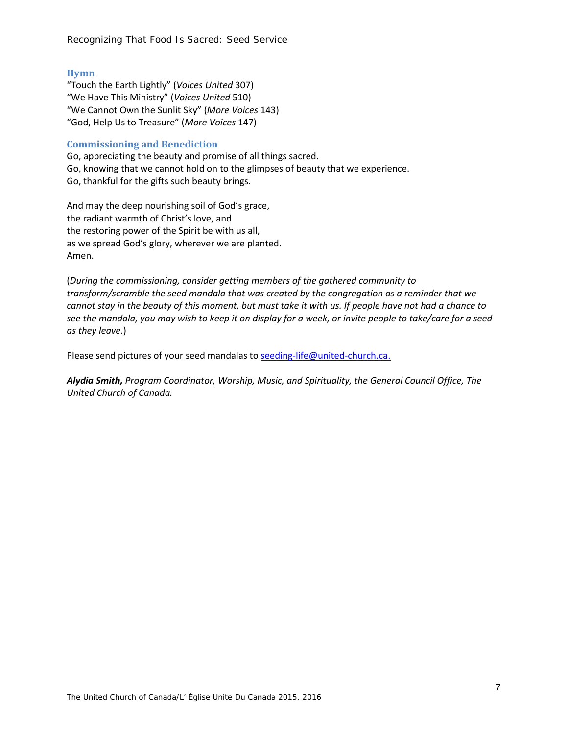## Hymn

"Touch the Earth Lightly" (*Voices United* 307)
"We Have This Ministry" (*Voices United* 510)
"We Cannot Own the Sunlit Sky" (*More Voices* 143)
"God, Help Us to Treasure" (*More Voices* 147)

## Commissioning and Benediction

Go, appreciating the beauty and promise of all things sacred.
Go, knowing that we cannot hold on to the glimpses of beauty that we experience.
Go, thankful for the gifts such beauty brings.

And may the deep nourishing soil of God's grace,
the radiant warmth of Christ's love, and
the restoring power of the Spirit be with us all,
as we spread God's glory, wherever we are planted.
Amen.

(*During the commissioning, consider getting members of the gathered community to transform/scramble the seed mandala that was created by the congregation as a reminder that we cannot stay in the beauty of this moment, but must take it with us. If people have not had a chance to see the mandala, you may wish to keep it on display for a week, or invite people to take/care for a seed as they leave*.)

Please send pictures of your seed mandalas to seeding-life@united-church.ca.

***Alydia Smith,*** *Program Coordinator, Worship, Music, and Spirituality, the General Council Office, The United Church of Canada.*